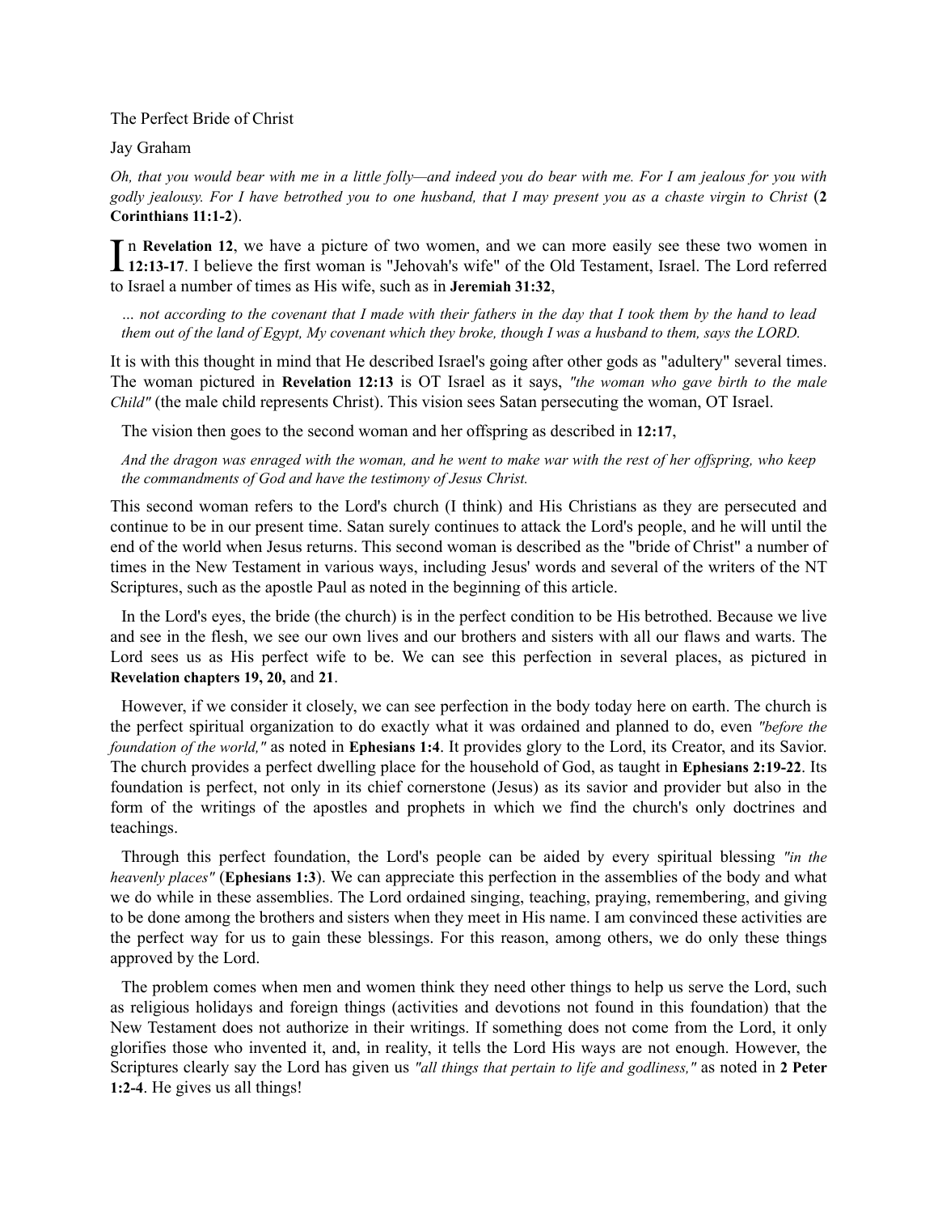# The Perfect Bride of Christ

Jay Graham

*Oh, that you would bear with me in a little folly—and indeed you do bear with me. For I am jealous for you with godly jealousy. For I have betrothed you to one husband, that I may present you as a chaste virgin to Christ* (**2 Corinthians 11:1-2**).

In **Revelation 12**, we have a picture of two women, and we can more easily see these two women in **12:13-17**. I believe the first woman is "Jehovah's wife" of the Old Testament, Israel. The Lord referred to Israel a number of times as His wife, such as in **Jeremiah 31:32**,

> *... not according to the covenant that I made with their fathers in the day that I took them by the hand to lead them out of the land of Egypt, My covenant which they broke, though I was a husband to them, says the LORD.*

It is with this thought in mind that He described Israel's going after other gods as "adultery" several times. The woman pictured in **Revelation 12:13** is OT Israel as it says, *"the woman who gave birth to the male Child"* (the male child represents Christ). This vision sees Satan persecuting the woman, OT Israel.

The vision then goes to the second woman and her offspring as described in **12:17**,

> *And the dragon was enraged with the woman, and he went to make war with the rest of her offspring, who keep the commandments of God and have the testimony of Jesus Christ.*

This second woman refers to the Lord's church (I think) and His Christians as they are persecuted and continue to be in our present time. Satan surely continues to attack the Lord's people, and he will until the end of the world when Jesus returns. This second woman is described as the "bride of Christ" a number of times in the New Testament in various ways, including Jesus' words and several of the writers of the NT Scriptures, such as the apostle Paul as noted in the beginning of this article.

In the Lord's eyes, the bride (the church) is in the perfect condition to be His betrothed. Because we live and see in the flesh, we see our own lives and our brothers and sisters with all our flaws and warts. The Lord sees us as His perfect wife to be. We can see this perfection in several places, as pictured in **Revelation chapters 19, 20,** and **21**.

However, if we consider it closely, we can see perfection in the body today here on earth. The church is the perfect spiritual organization to do exactly what it was ordained and planned to do, even *"before the foundation of the world,"* as noted in **Ephesians 1:4**. It provides glory to the Lord, its Creator, and its Savior. The church provides a perfect dwelling place for the household of God, as taught in **Ephesians 2:19-22**. Its foundation is perfect, not only in its chief cornerstone (Jesus) as its savior and provider but also in the form of the writings of the apostles and prophets in which we find the church's only doctrines and teachings.

Through this perfect foundation, the Lord's people can be aided by every spiritual blessing *"in the heavenly places"* (**Ephesians 1:3**). We can appreciate this perfection in the assemblies of the body and what we do while in these assemblies. The Lord ordained singing, teaching, praying, remembering, and giving to be done among the brothers and sisters when they meet in His name. I am convinced these activities are the perfect way for us to gain these blessings. For this reason, among others, we do only these things approved by the Lord.

The problem comes when men and women think they need other things to help us serve the Lord, such as religious holidays and foreign things (activities and devotions not found in this foundation) that the New Testament does not authorize in their writings. If something does not come from the Lord, it only glorifies those who invented it, and, in reality, it tells the Lord His ways are not enough. However, the Scriptures clearly say the Lord has given us *"all things that pertain to life and godliness,"* as noted in **2 Peter 1:2-4**. He gives us all things!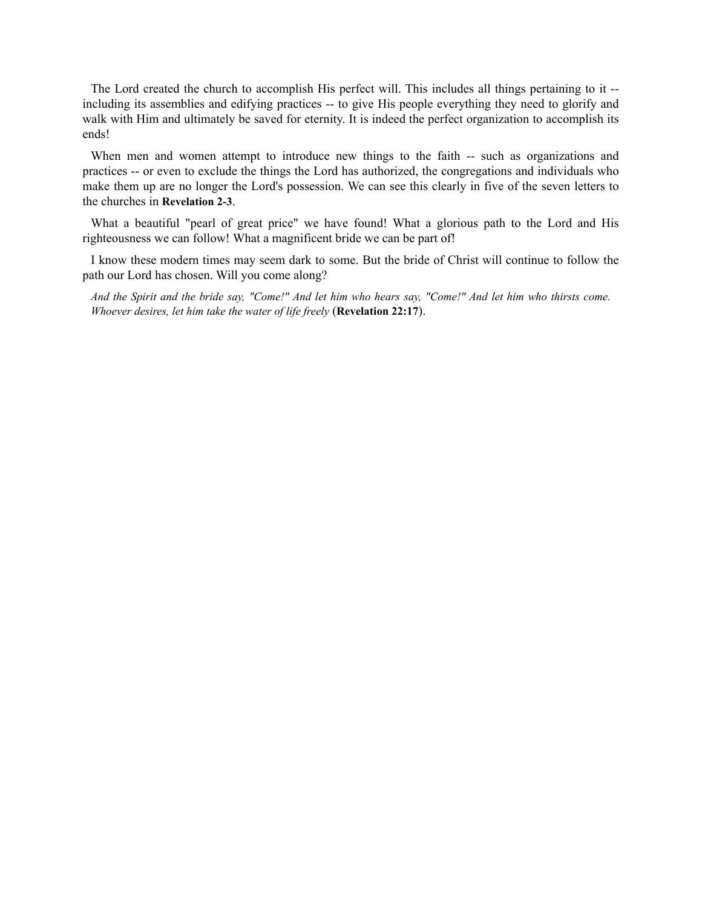The Lord created the church to accomplish His perfect will. This includes all things pertaining to it -- including its assemblies and edifying practices -- to give His people everything they need to glorify and walk with Him and ultimately be saved for eternity. It is indeed the perfect organization to accomplish its ends!

When men and women attempt to introduce new things to the faith -- such as organizations and practices -- or even to exclude the things the Lord has authorized, the congregations and individuals who make them up are no longer the Lord's possession. We can see this clearly in five of the seven letters to the churches in **Revelation 2-3**.

What a beautiful "pearl of great price" we have found! What a glorious path to the Lord and His righteousness we can follow! What a magnificent bride we can be part of!

I know these modern times may seem dark to some. But the bride of Christ will continue to follow the path our Lord has chosen. Will you come along?

> *And the Spirit and the bride say, "Come!" And let him who hears say, "Come!" And let him who thirsts come. Whoever desires, let him take the water of life freely* (**Revelation 22:17**).